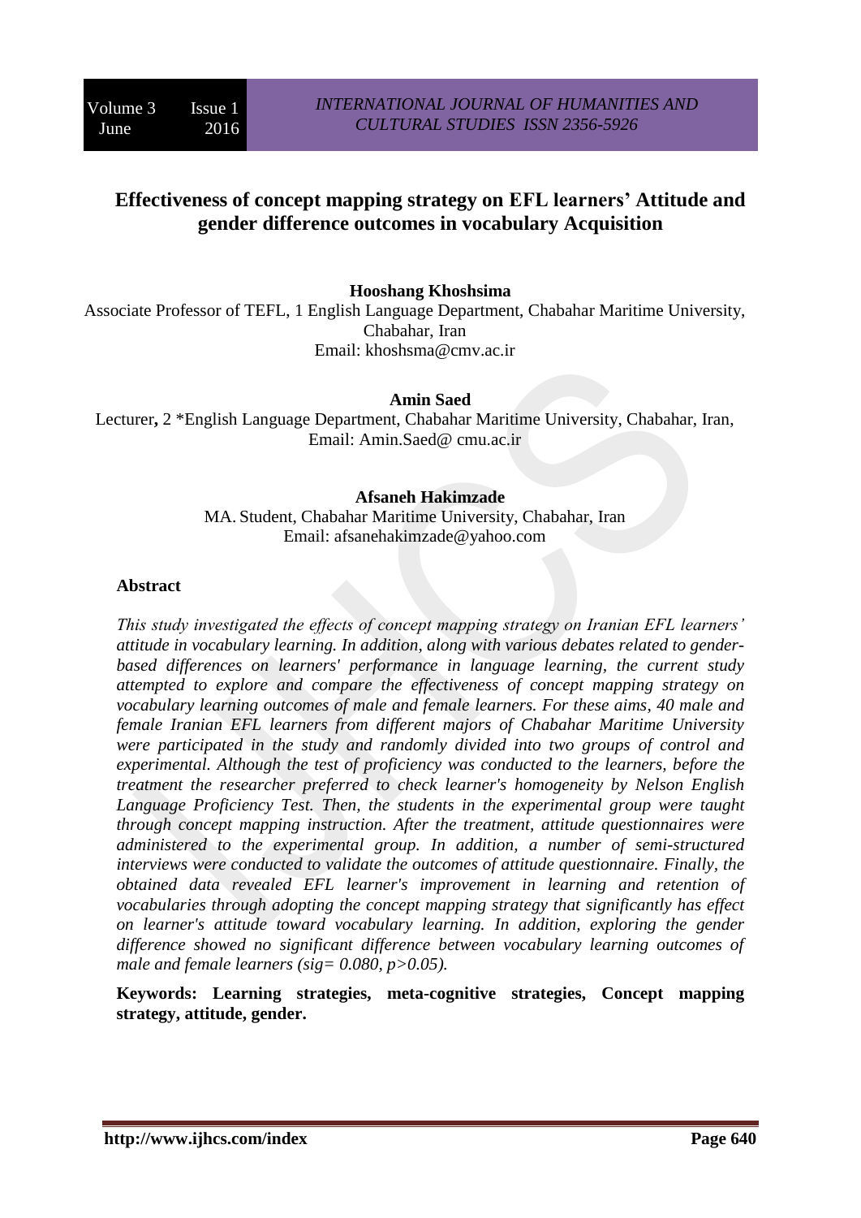# Effectiveness of concept mapping strategy on EFL learners' Attitude and gender difference outcomes in vocabulary Acquisition

**Hooshang Khoshsima**

Associate Professor of TEFL, 1 English Language Department, Chabahar Maritime University, Chabahar, Iran
Email: khoshsma@cmv.ac.ir

**Amin Saed**

Lecturer, 2 *English Language Department, Chabahar Maritime University, Chabahar, Iran,
Email: Amin.Saed@ cmu.ac.ir

**Afsaneh Hakimzade**

MA. Student, Chabahar Maritime University, Chabahar, Iran
Email: afsanehakimzade@yahoo.com

## Abstract

*This study investigated the effects of concept mapping strategy on Iranian EFL learners' attitude in vocabulary learning. In addition, along with various debates related to gender-based differences on learners' performance in language learning, the current study attempted to explore and compare the effectiveness of concept mapping strategy on vocabulary learning outcomes of male and female learners. For these aims, 40 male and female Iranian EFL learners from different majors of Chabahar Maritime University were participated in the study and randomly divided into two groups of control and experimental. Although the test of proficiency was conducted to the learners, before the treatment the researcher preferred to check learner's homogeneity by Nelson English Language Proficiency Test. Then, the students in the experimental group were taught through concept mapping instruction. After the treatment, attitude questionnaires were administered to the experimental group. In addition, a number of semi-structured interviews were conducted to validate the outcomes of attitude questionnaire. Finally, the obtained data revealed EFL learner's improvement in learning and retention of vocabularies through adopting the concept mapping strategy that significantly has effect on learner's attitude toward vocabulary learning. In addition, exploring the gender difference showed no significant difference between vocabulary learning outcomes of male and female learners (sig= 0.080, p>0.05).*

**Keywords: Learning strategies, meta-cognitive strategies, Concept mapping strategy, attitude, gender.**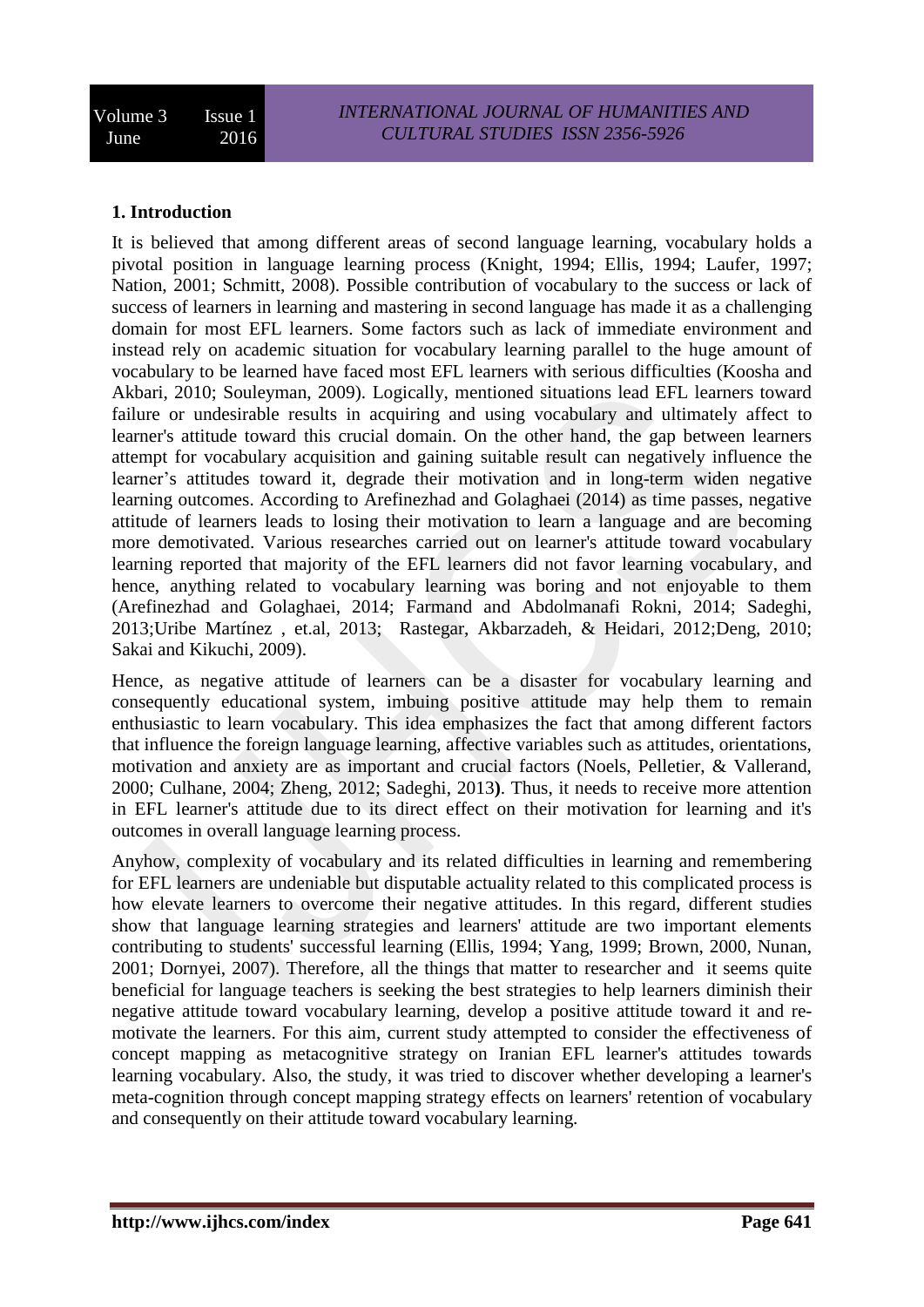## 1. Introduction

It is believed that among different areas of second language learning, vocabulary holds a pivotal position in language learning process (Knight, 1994; Ellis, 1994; Laufer, 1997; Nation, 2001; Schmitt, 2008). Possible contribution of vocabulary to the success or lack of success of learners in learning and mastering in second language has made it as a challenging domain for most EFL learners. Some factors such as lack of immediate environment and instead rely on academic situation for vocabulary learning parallel to the huge amount of vocabulary to be learned have faced most EFL learners with serious difficulties (Koosha and Akbari, 2010; Souleyman, 2009). Logically, mentioned situations lead EFL learners toward failure or undesirable results in acquiring and using vocabulary and ultimately affect to learner's attitude toward this crucial domain. On the other hand, the gap between learners attempt for vocabulary acquisition and gaining suitable result can negatively influence the learner's attitudes toward it, degrade their motivation and in long-term widen negative learning outcomes. According to Arefinezhad and Golaghaei (2014) as time passes, negative attitude of learners leads to losing their motivation to learn a language and are becoming more demotivated. Various researches carried out on learner's attitude toward vocabulary learning reported that majority of the EFL learners did not favor learning vocabulary, and hence, anything related to vocabulary learning was boring and not enjoyable to them (Arefinezhad and Golaghaei, 2014; Farmand and Abdolmanafi Rokni, 2014; Sadeghi, 2013;Uribe Martínez , et.al, 2013; Rastegar, Akbarzadeh, & Heidari, 2012;Deng, 2010; Sakai and Kikuchi, 2009).

Hence, as negative attitude of learners can be a disaster for vocabulary learning and consequently educational system, imbuing positive attitude may help them to remain enthusiastic to learn vocabulary. This idea emphasizes the fact that among different factors that influence the foreign language learning, affective variables such as attitudes, orientations, motivation and anxiety are as important and crucial factors (Noels, Pelletier, & Vallerand, 2000; Culhane, 2004; Zheng, 2012; Sadeghi, 2013**)**. Thus, it needs to receive more attention in EFL learner's attitude due to its direct effect on their motivation for learning and it's outcomes in overall language learning process.

Anyhow, complexity of vocabulary and its related difficulties in learning and remembering for EFL learners are undeniable but disputable actuality related to this complicated process is how elevate learners to overcome their negative attitudes. In this regard, different studies show that language learning strategies and learners' attitude are two important elements contributing to students' successful learning (Ellis, 1994; Yang, 1999; Brown, 2000, Nunan, 2001; Dornyei, 2007). Therefore, all the things that matter to researcher and it seems quite beneficial for language teachers is seeking the best strategies to help learners diminish their negative attitude toward vocabulary learning, develop a positive attitude toward it and re-motivate the learners. For this aim, current study attempted to consider the effectiveness of concept mapping as metacognitive strategy on Iranian EFL learner's attitudes towards learning vocabulary. Also, the study, it was tried to discover whether developing a learner's meta-cognition through concept mapping strategy effects on learners' retention of vocabulary and consequently on their attitude toward vocabulary learning.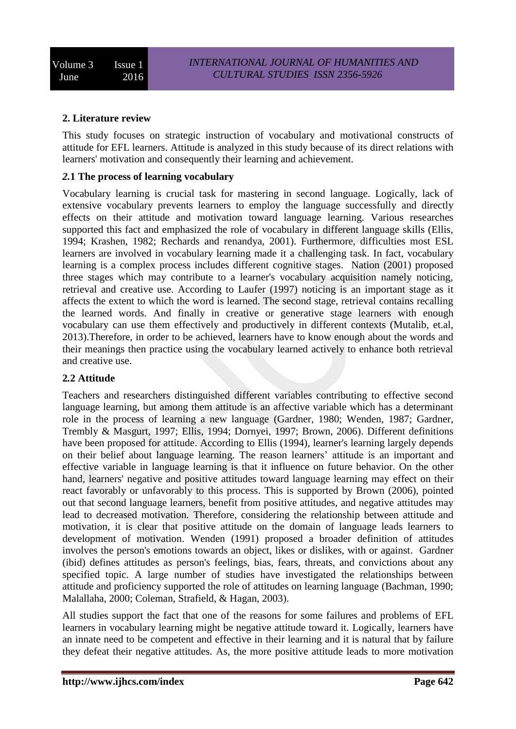## 2. Literature review

This study focuses on strategic instruction of vocabulary and motivational constructs of attitude for EFL learners. Attitude is analyzed in this study because of its direct relations with learners' motivation and consequently their learning and achievement.

### 2.1 The process of learning vocabulary

Vocabulary learning is crucial task for mastering in second language. Logically, lack of extensive vocabulary prevents learners to employ the language successfully and directly effects on their attitude and motivation toward language learning. Various researches supported this fact and emphasized the role of vocabulary in different language skills (Ellis, 1994; Krashen, 1982; Rechards and renandya, 2001). Furthermore, difficulties most ESL learners are involved in vocabulary learning made it a challenging task. In fact, vocabulary learning is a complex process includes different cognitive stages. Nation (2001) proposed three stages which may contribute to a learner's vocabulary acquisition namely noticing, retrieval and creative use. According to Laufer (1997) noticing is an important stage as it affects the extent to which the word is learned. The second stage, retrieval contains recalling the learned words. And finally in creative or generative stage learners with enough vocabulary can use them effectively and productively in different contexts (Mutalib, et.al, 2013).Therefore, in order to be achieved, learners have to know enough about the words and their meanings then practice using the vocabulary learned actively to enhance both retrieval and creative use.

### 2.2 Attitude

Teachers and researchers distinguished different variables contributing to effective second language learning, but among them attitude is an affective variable which has a determinant role in the process of learning a new language (Gardner, 1980; Wenden, 1987; Gardner, Trembly & Masgurt, 1997; Ellis, 1994; Dornyei, 1997; Brown, 2006). Different definitions have been proposed for attitude. According to Ellis (1994), learner's learning largely depends on their belief about language learning. The reason learners' attitude is an important and effective variable in language learning is that it influence on future behavior. On the other hand, learners' negative and positive attitudes toward language learning may effect on their react favorably or unfavorably to this process. This is supported by Brown (2006), pointed out that second language learners, benefit from positive attitudes, and negative attitudes may lead to decreased motivation. Therefore, considering the relationship between attitude and motivation, it is clear that positive attitude on the domain of language leads learners to development of motivation. Wenden (1991) proposed a broader definition of attitudes involves the person's emotions towards an object, likes or dislikes, with or against. Gardner (ibid) defines attitudes as person's feelings, bias, fears, threats, and convictions about any specified topic. A large number of studies have investigated the relationships between attitude and proficiency supported the role of attitudes on learning language (Bachman, 1990; Malallaha, 2000; Coleman, Strafield, & Hagan, 2003).

All studies support the fact that one of the reasons for some failures and problems of EFL learners in vocabulary learning might be negative attitude toward it. Logically, learners have an innate need to be competent and effective in their learning and it is natural that by failure they defeat their negative attitudes. As, the more positive attitude leads to more motivation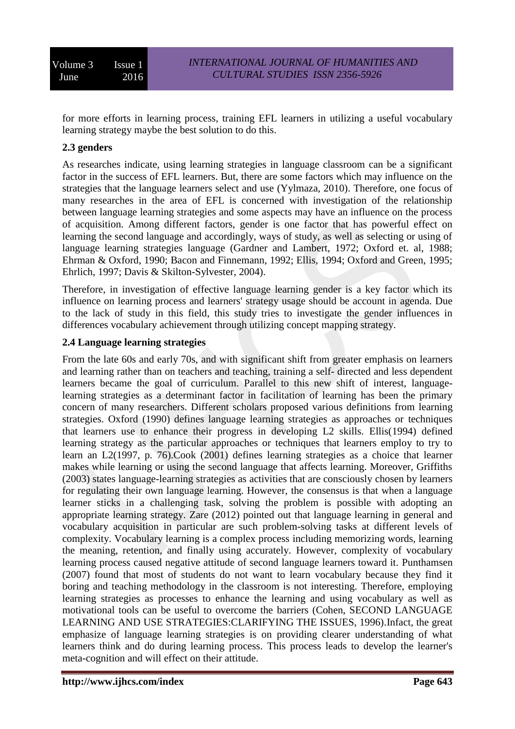for more efforts in learning process, training EFL learners in utilizing a useful vocabulary learning strategy maybe the best solution to do this.

### 2.3 genders

As researches indicate, using learning strategies in language classroom can be a significant factor in the success of EFL learners. But, there are some factors which may influence on the strategies that the language learners select and use (Yylmaza, 2010). Therefore, one focus of many researches in the area of EFL is concerned with investigation of the relationship between language learning strategies and some aspects may have an influence on the process of acquisition. Among different factors, gender is one factor that has powerful effect on learning the second language and accordingly, ways of study, as well as selecting or using of language learning strategies language (Gardner and Lambert, 1972; Oxford et. al, 1988; Ehrman & Oxford, 1990; Bacon and Finnemann, 1992; Ellis, 1994; Oxford and Green, 1995; Ehrlich, 1997; Davis & Skilton-Sylvester, 2004).

Therefore, in investigation of effective language learning gender is a key factor which its influence on learning process and learners' strategy usage should be account in agenda. Due to the lack of study in this field, this study tries to investigate the gender influences in differences vocabulary achievement through utilizing concept mapping strategy.

### 2.4 Language learning strategies

From the late 60s and early 70s, and with significant shift from greater emphasis on learners and learning rather than on teachers and teaching, training a self- directed and less dependent learners became the goal of curriculum. Parallel to this new shift of interest, language-learning strategies as a determinant factor in facilitation of learning has been the primary concern of many researchers. Different scholars proposed various definitions from learning strategies. Oxford (1990) defines language learning strategies as approaches or techniques that learners use to enhance their progress in developing L2 skills. Ellis(1994) defined learning strategy as the particular approaches or techniques that learners employ to try to learn an L2(1997, p. 76).Cook (2001) defines learning strategies as a choice that learner makes while learning or using the second language that affects learning. Moreover, Griffiths (2003) states language-learning strategies as activities that are consciously chosen by learners for regulating their own language learning. However, the consensus is that when a language learner sticks in a challenging task, solving the problem is possible with adopting an appropriate learning strategy. Zare (2012) pointed out that language learning in general and vocabulary acquisition in particular are such problem-solving tasks at different levels of complexity. Vocabulary learning is a complex process including memorizing words, learning the meaning, retention, and finally using accurately. However, complexity of vocabulary learning process caused negative attitude of second language learners toward it. Punthamsen (2007) found that most of students do not want to learn vocabulary because they find it boring and teaching methodology in the classroom is not interesting. Therefore, employing learning strategies as processes to enhance the learning and using vocabulary as well as motivational tools can be useful to overcome the barriers (Cohen, SECOND LANGUAGE LEARNING AND USE STRATEGIES:CLARIFYING THE ISSUES, 1996).Infact, the great emphasize of language learning strategies is on providing clearer understanding of what learners think and do during learning process. This process leads to develop the learner's meta-cognition and will effect on their attitude.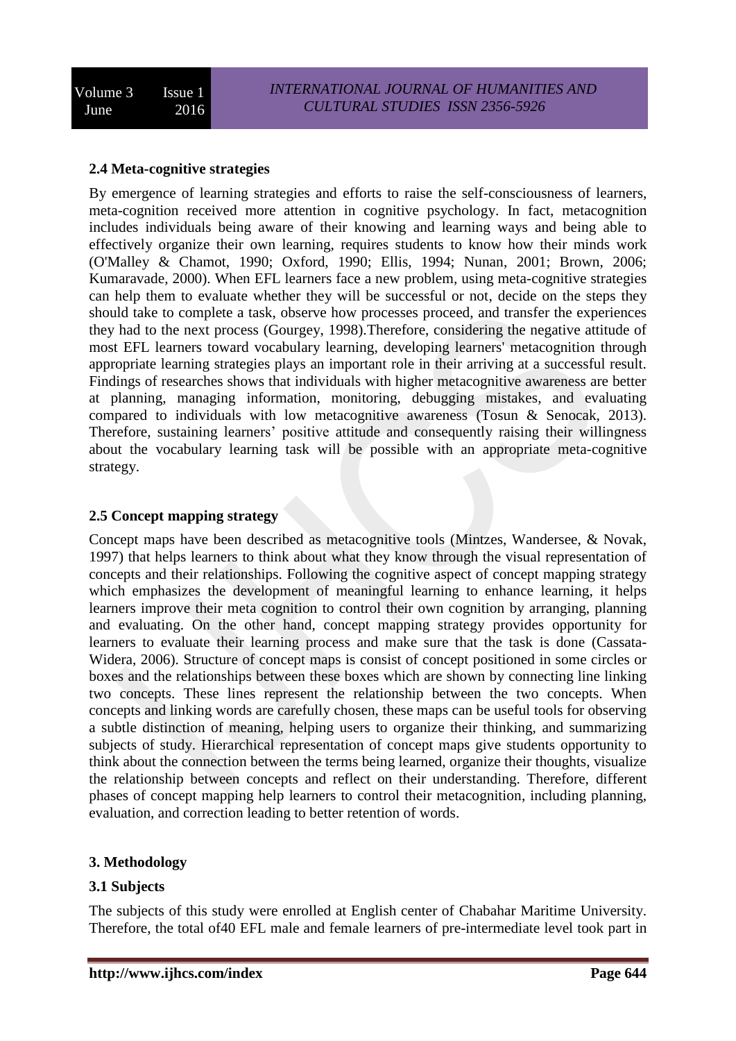### 2.4 Meta-cognitive strategies

By emergence of learning strategies and efforts to raise the self-consciousness of learners, meta-cognition received more attention in cognitive psychology. In fact, metacognition includes individuals being aware of their knowing and learning ways and being able to effectively organize their own learning, requires students to know how their minds work (O'Malley & Chamot, 1990; Oxford, 1990; Ellis, 1994; Nunan, 2001; Brown, 2006; Kumaravade, 2000). When EFL learners face a new problem, using meta-cognitive strategies can help them to evaluate whether they will be successful or not, decide on the steps they should take to complete a task, observe how processes proceed, and transfer the experiences they had to the next process (Gourgey, 1998).Therefore, considering the negative attitude of most EFL learners toward vocabulary learning, developing learners' metacognition through appropriate learning strategies plays an important role in their arriving at a successful result. Findings of researches shows that individuals with higher metacognitive awareness are better at planning, managing information, monitoring, debugging mistakes, and evaluating compared to individuals with low metacognitive awareness (Tosun & Senocak, 2013). Therefore, sustaining learners' positive attitude and consequently raising their willingness about the vocabulary learning task will be possible with an appropriate meta-cognitive strategy.

### 2.5 Concept mapping strategy

Concept maps have been described as metacognitive tools (Mintzes, Wandersee, & Novak, 1997) that helps learners to think about what they know through the visual representation of concepts and their relationships. Following the cognitive aspect of concept mapping strategy which emphasizes the development of meaningful learning to enhance learning, it helps learners improve their meta cognition to control their own cognition by arranging, planning and evaluating. On the other hand, concept mapping strategy provides opportunity for learners to evaluate their learning process and make sure that the task is done (Cassata-Widera, 2006). Structure of concept maps is consist of concept positioned in some circles or boxes and the relationships between these boxes which are shown by connecting line linking two concepts. These lines represent the relationship between the two concepts. When concepts and linking words are carefully chosen, these maps can be useful tools for observing a subtle distinction of meaning, helping users to organize their thinking, and summarizing subjects of study. Hierarchical representation of concept maps give students opportunity to think about the connection between the terms being learned, organize their thoughts, visualize the relationship between concepts and reflect on their understanding. Therefore, different phases of concept mapping help learners to control their metacognition, including planning, evaluation, and correction leading to better retention of words.

## 3. Methodology

### 3.1 Subjects

The subjects of this study were enrolled at English center of Chabahar Maritime University. Therefore, the total of40 EFL male and female learners of pre-intermediate level took part in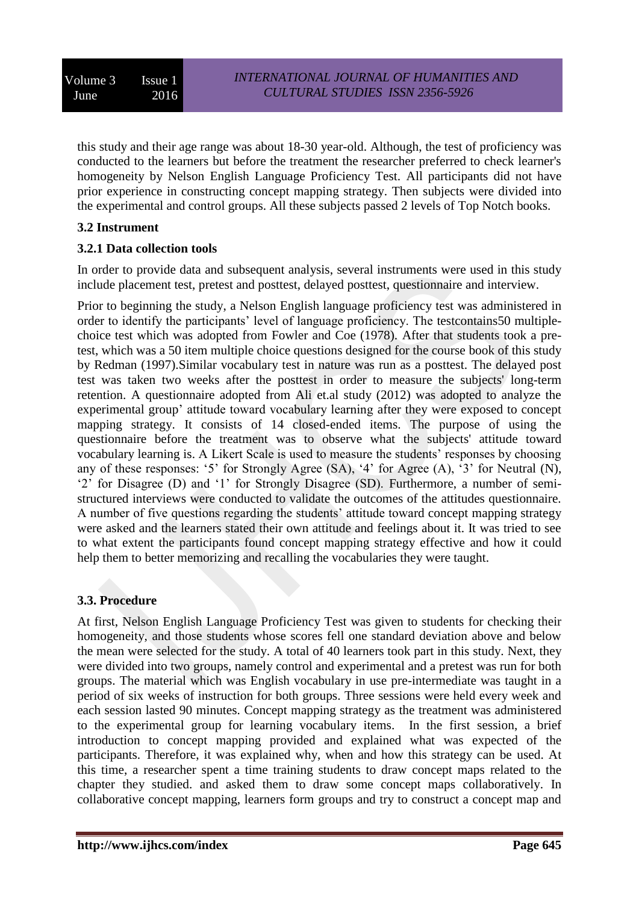this study and their age range was about 18-30 year-old. Although, the test of proficiency was conducted to the learners but before the treatment the researcher preferred to check learner's homogeneity by Nelson English Language Proficiency Test. All participants did not have prior experience in constructing concept mapping strategy. Then subjects were divided into the experimental and control groups. All these subjects passed 2 levels of Top Notch books.

### 3.2 Instrument

#### 3.2.1 Data collection tools

In order to provide data and subsequent analysis, several instruments were used in this study include placement test, pretest and posttest, delayed posttest, questionnaire and interview.

Prior to beginning the study, a Nelson English language proficiency test was administered in order to identify the participants' level of language proficiency. The testcontains50 multiple-choice test which was adopted from Fowler and Coe (1978). After that students took a pre-test, which was a 50 item multiple choice questions designed for the course book of this study by Redman (1997).Similar vocabulary test in nature was run as a posttest. The delayed post test was taken two weeks after the posttest in order to measure the subjects' long-term retention. A questionnaire adopted from Ali et.al study (2012) was adopted to analyze the experimental group' attitude toward vocabulary learning after they were exposed to concept mapping strategy. It consists of 14 closed-ended items. The purpose of using the questionnaire before the treatment was to observe what the subjects' attitude toward vocabulary learning is. A Likert Scale is used to measure the students' responses by choosing any of these responses: '5' for Strongly Agree (SA), '4' for Agree (A), '3' for Neutral (N), '2' for Disagree (D) and '1' for Strongly Disagree (SD). Furthermore, a number of semi-structured interviews were conducted to validate the outcomes of the attitudes questionnaire. A number of five questions regarding the students' attitude toward concept mapping strategy were asked and the learners stated their own attitude and feelings about it. It was tried to see to what extent the participants found concept mapping strategy effective and how it could help them to better memorizing and recalling the vocabularies they were taught.

### 3.3. Procedure

At first, Nelson English Language Proficiency Test was given to students for checking their homogeneity, and those students whose scores fell one standard deviation above and below the mean were selected for the study. A total of 40 learners took part in this study. Next, they were divided into two groups, namely control and experimental and a pretest was run for both groups. The material which was English vocabulary in use pre-intermediate was taught in a period of six weeks of instruction for both groups. Three sessions were held every week and each session lasted 90 minutes. Concept mapping strategy as the treatment was administered to the experimental group for learning vocabulary items. In the first session, a brief introduction to concept mapping provided and explained what was expected of the participants. Therefore, it was explained why, when and how this strategy can be used. At this time, a researcher spent a time training students to draw concept maps related to the chapter they studied. and asked them to draw some concept maps collaboratively. In collaborative concept mapping, learners form groups and try to construct a concept map and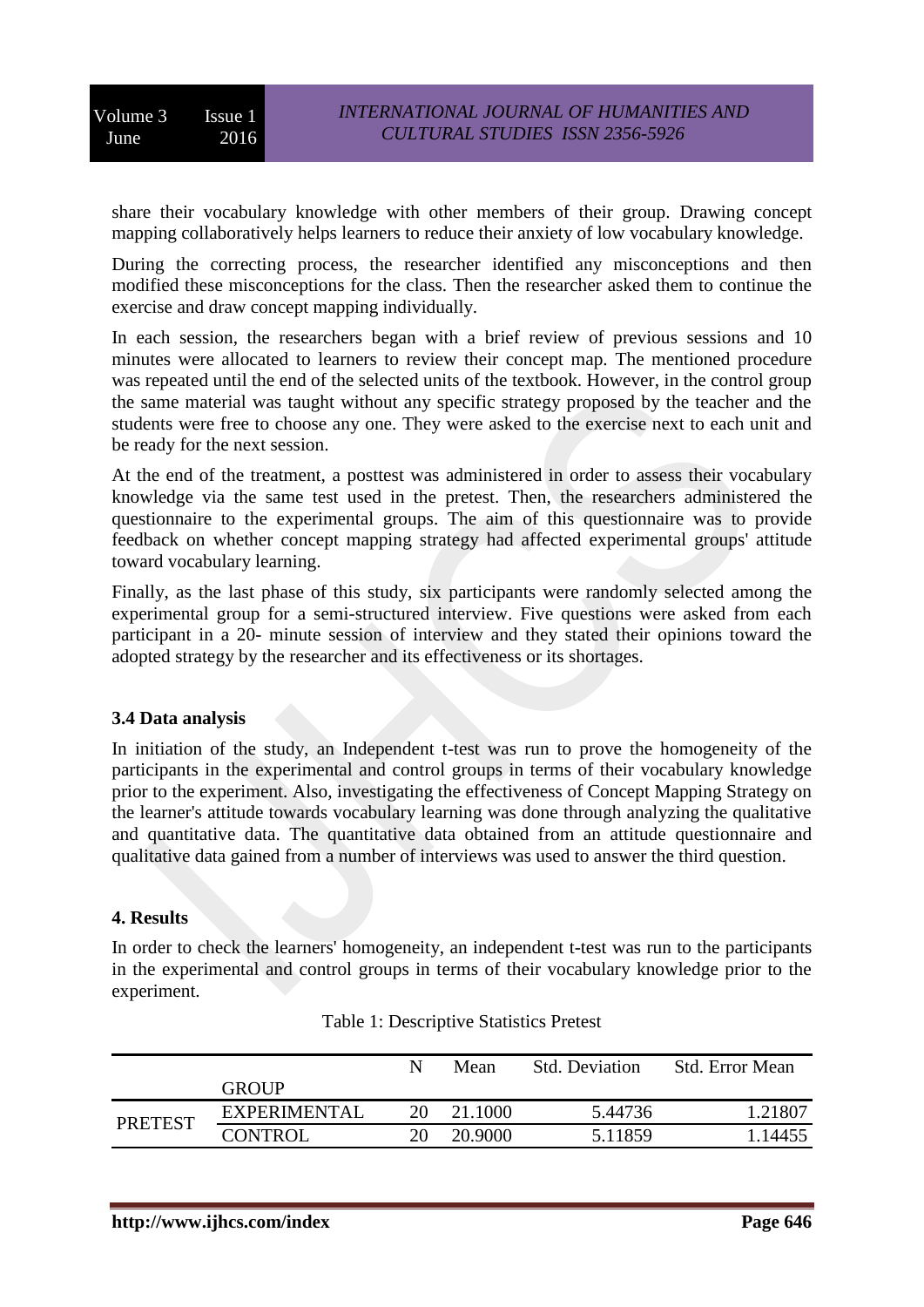share their vocabulary knowledge with other members of their group. Drawing concept mapping collaboratively helps learners to reduce their anxiety of low vocabulary knowledge.

During the correcting process, the researcher identified any misconceptions and then modified these misconceptions for the class. Then the researcher asked them to continue the exercise and draw concept mapping individually.

In each session, the researchers began with a brief review of previous sessions and 10 minutes were allocated to learners to review their concept map. The mentioned procedure was repeated until the end of the selected units of the textbook. However, in the control group the same material was taught without any specific strategy proposed by the teacher and the students were free to choose any one. They were asked to the exercise next to each unit and be ready for the next session.

At the end of the treatment, a posttest was administered in order to assess their vocabulary knowledge via the same test used in the pretest. Then, the researchers administered the questionnaire to the experimental groups. The aim of this questionnaire was to provide feedback on whether concept mapping strategy had affected experimental groups' attitude toward vocabulary learning.

Finally, as the last phase of this study, six participants were randomly selected among the experimental group for a semi-structured interview. Five questions were asked from each participant in a 20- minute session of interview and they stated their opinions toward the adopted strategy by the researcher and its effectiveness or its shortages.

### 3.4 Data analysis

In initiation of the study, an Independent t-test was run to prove the homogeneity of the participants in the experimental and control groups in terms of their vocabulary knowledge prior to the experiment. Also, investigating the effectiveness of Concept Mapping Strategy on the learner's attitude towards vocabulary learning was done through analyzing the qualitative and quantitative data. The quantitative data obtained from an attitude questionnaire and qualitative data gained from a number of interviews was used to answer the third question.

## 4. Results

In order to check the learners' homogeneity, an independent t-test was run to the participants in the experimental and control groups in terms of their vocabulary knowledge prior to the experiment.

Table 1: Descriptive Statistics Pretest

| | GROUP | N | Mean | Std. Deviation | Std. Error Mean |
|---|---|---|---|---|---|
| PRETEST | EXPERIMENTAL | 20 | 21.1000 | 5.44736 | 1.21807 |
| | CONTROL | 20 | 20.9000 | 5.11859 | 1.14455 |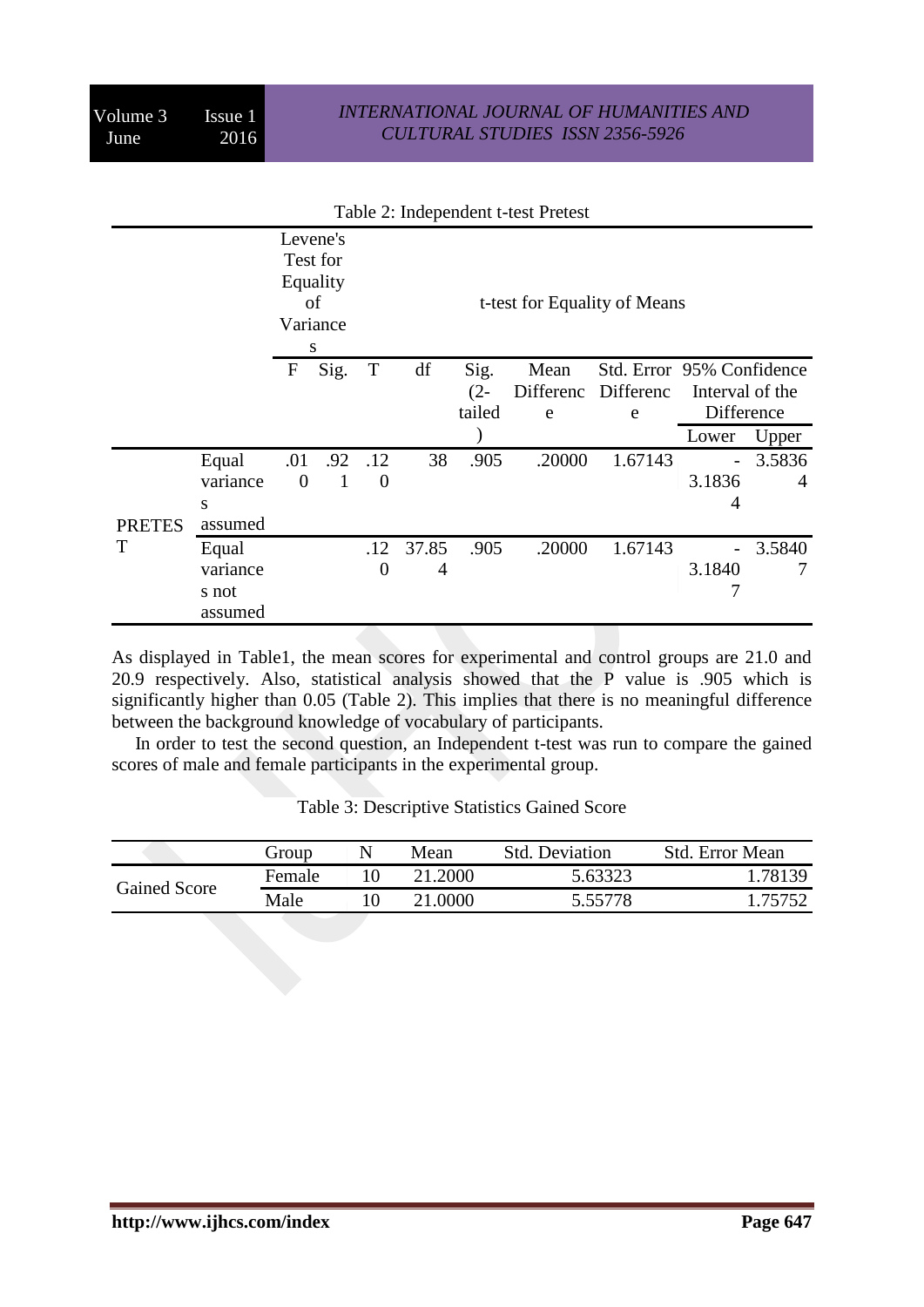Table 2: Independent t-test Pretest

| | | Levene's Test for Equality of Variances | | t-test for Equality of Means | | | | | | |
|---|---|---|---|---|---|---|---|---|---|---|
| | | F | Sig. | T | df | Sig. (2-tailed) | Mean Difference | Std. Error Difference | 95% Confidence Interval of the Difference | |
| | | | | | | | | | Lower | Upper |
| PRETEST | Equal variances assumed | .010 | .921 | .120 | 38 | .905 | .20000 | 1.67143 | -3.18364 | 3.58364 |
| | Equal variances not assumed | | | .120 | 37.854 | .905 | .20000 | 1.67143 | -3.18407 | 3.58407 |

As displayed in Table1, the mean scores for experimental and control groups are 21.0 and 20.9 respectively. Also, statistical analysis showed that the P value is .905 which is significantly higher than 0.05 (Table 2). This implies that there is no meaningful difference between the background knowledge of vocabulary of participants.

In order to test the second question, an Independent t-test was run to compare the gained scores of male and female participants in the experimental group.

Table 3: Descriptive Statistics Gained Score

| | Group | N | Mean | Std. Deviation | Std. Error Mean |
|---|---|---|---|---|---|
| Gained Score | Female | 10 | 21.2000 | 5.63323 | 1.78139 |
| | Male | 10 | 21.0000 | 5.55778 | 1.75752 |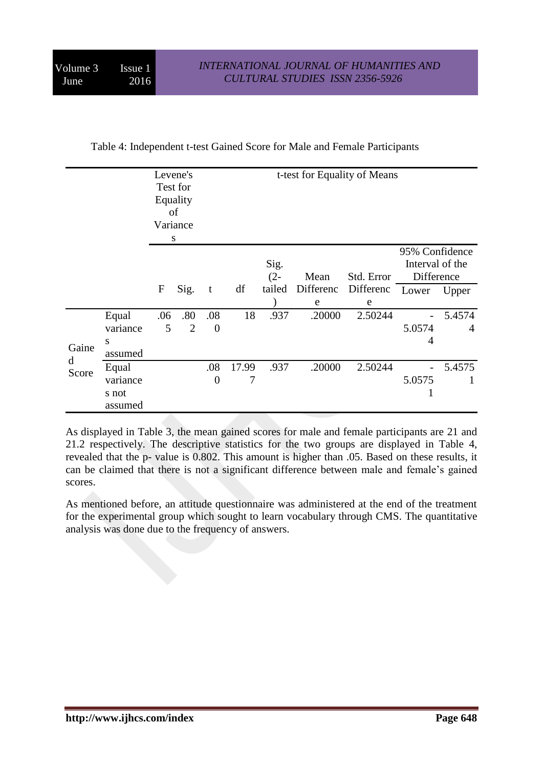Table 4: Independent t-test Gained Score for Male and Female Participants

| | | Levene's Test for Equality of Variances | | t-test for Equality of Means | | | | | | |
|---|---|---|---|---|---|---|---|---|---|---|
| | | | | | | | | | 95% Confidence Interval of the Difference | |
| | | F | Sig. | t | df | Sig. (2-tailed) | Mean Difference | Std. Error Difference | Lower | Upper |
| Gained Score | Equal variances assumed | .065 | .802 | .080 | 18 | .937 | .20000 | 2.50244 | -5.05744 | 5.45744 |
| | Equal variances not assumed | | | .080 | 17.997 | .937 | .20000 | 2.50244 | -5.05751 | 5.45751 |

As displayed in Table 3, the mean gained scores for male and female participants are 21 and 21.2 respectively. The descriptive statistics for the two groups are displayed in Table 4, revealed that the p- value is 0.802. This amount is higher than .05. Based on these results, it can be claimed that there is not a significant difference between male and female's gained scores.

As mentioned before, an attitude questionnaire was administered at the end of the treatment for the experimental group which sought to learn vocabulary through CMS. The quantitative analysis was done due to the frequency of answers.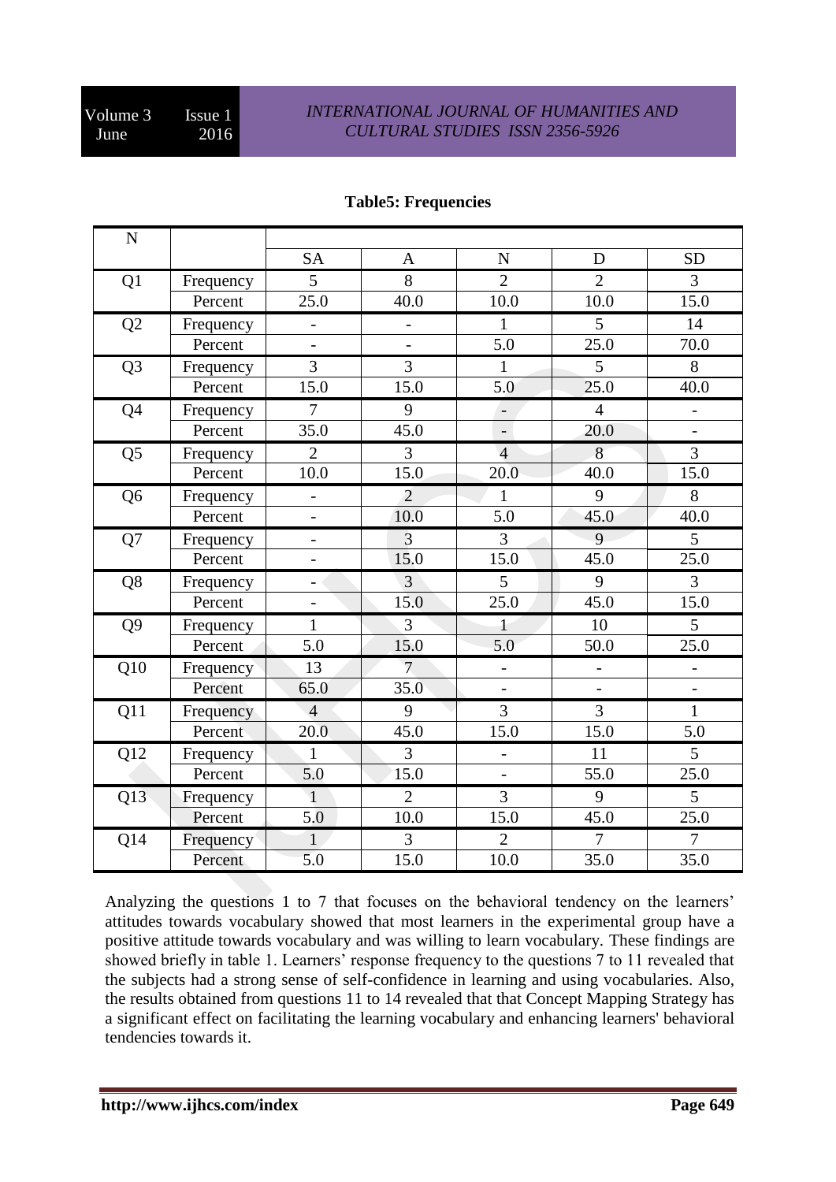**Table5: Frequencies**

| N | | SA | A | N | D | SD |
|---|---|---|---|---|---|---|
| Q1 | Frequency | 5 | 8 | 2 | 2 | 3 |
| | Percent | 25.0 | 40.0 | 10.0 | 10.0 | 15.0 |
| Q2 | Frequency | - | - | 1 | 5 | 14 |
| | Percent | - | - | 5.0 | 25.0 | 70.0 |
| Q3 | Frequency | 3 | 3 | 1 | 5 | 8 |
| | Percent | 15.0 | 15.0 | 5.0 | 25.0 | 40.0 |
| Q4 | Frequency | 7 | 9 | - | 4 | - |
| | Percent | 35.0 | 45.0 | - | 20.0 | - |
| Q5 | Frequency | 2 | 3 | 4 | 8 | 3 |
| | Percent | 10.0 | 15.0 | 20.0 | 40.0 | 15.0 |
| Q6 | Frequency | - | 2 | 1 | 9 | 8 |
| | Percent | - | 10.0 | 5.0 | 45.0 | 40.0 |
| Q7 | Frequency | - | 3 | 3 | 9 | 5 |
| | Percent | - | 15.0 | 15.0 | 45.0 | 25.0 |
| Q8 | Frequency | - | 3 | 5 | 9 | 3 |
| | Percent | - | 15.0 | 25.0 | 45.0 | 15.0 |
| Q9 | Frequency | 1 | 3 | 1 | 10 | 5 |
| | Percent | 5.0 | 15.0 | 5.0 | 50.0 | 25.0 |
| Q10 | Frequency | 13 | 7 | - | - | - |
| | Percent | 65.0 | 35.0 | - | - | - |
| Q11 | Frequency | 4 | 9 | 3 | 3 | 1 |
| | Percent | 20.0 | 45.0 | 15.0 | 15.0 | 5.0 |
| Q12 | Frequency | 1 | 3 | - | 11 | 5 |
| | Percent | 5.0 | 15.0 | - | 55.0 | 25.0 |
| Q13 | Frequency | 1 | 2 | 3 | 9 | 5 |
| | Percent | 5.0 | 10.0 | 15.0 | 45.0 | 25.0 |
| Q14 | Frequency | 1 | 3 | 2 | 7 | 7 |
| | Percent | 5.0 | 15.0 | 10.0 | 35.0 | 35.0 |

Analyzing the questions 1 to 7 that focuses on the behavioral tendency on the learners' attitudes towards vocabulary showed that most learners in the experimental group have a positive attitude towards vocabulary and was willing to learn vocabulary. These findings are showed briefly in table 1. Learners' response frequency to the questions 7 to 11 revealed that the subjects had a strong sense of self-confidence in learning and using vocabularies. Also, the results obtained from questions 11 to 14 revealed that that Concept Mapping Strategy has a significant effect on facilitating the learning vocabulary and enhancing learners' behavioral tendencies towards it.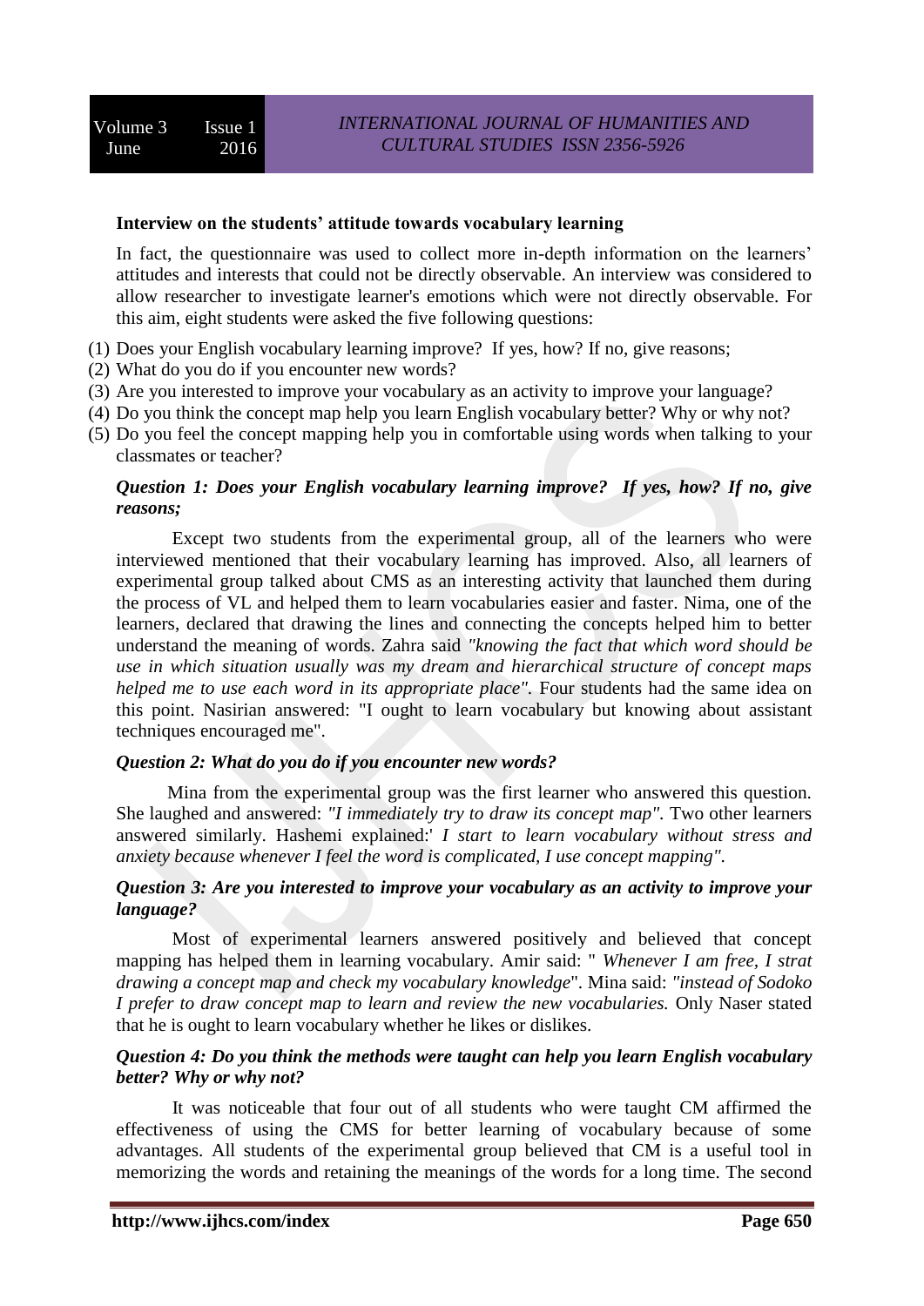**Interview on the students' attitude towards vocabulary learning**

In fact, the questionnaire was used to collect more in-depth information on the learners' attitudes and interests that could not be directly observable. An interview was considered to allow researcher to investigate learner's emotions which were not directly observable. For this aim, eight students were asked the five following questions:

(1) Does your English vocabulary learning improve? If yes, how? If no, give reasons;
(2) What do you do if you encounter new words?
(3) Are you interested to improve your vocabulary as an activity to improve your language?
(4) Do you think the concept map help you learn English vocabulary better? Why or why not?
(5) Do you feel the concept mapping help you in comfortable using words when talking to your classmates or teacher?

***Question 1: Does your English vocabulary learning improve? If yes, how? If no, give reasons;***

Except two students from the experimental group, all of the learners who were interviewed mentioned that their vocabulary learning has improved. Also, all learners of experimental group talked about CMS as an interesting activity that launched them during the process of VL and helped them to learn vocabularies easier and faster. Nima, one of the learners, declared that drawing the lines and connecting the concepts helped him to better understand the meaning of words. Zahra said *"knowing the fact that which word should be use in which situation usually was my dream and hierarchical structure of concept maps helped me to use each word in its appropriate place".* Four students had the same idea on this point. Nasirian answered: "I ought to learn vocabulary but knowing about assistant techniques encouraged me".

***Question 2: What do you do if you encounter new words?***

Mina from the experimental group was the first learner who answered this question. She laughed and answered: *"I immediately try to draw its concept map".* Two other learners answered similarly. Hashemi explained:' *I start to learn vocabulary without stress and anxiety because whenever I feel the word is complicated, I use concept mapping".*

***Question 3: Are you interested to improve your vocabulary as an activity to improve your language?***

Most of experimental learners answered positively and believed that concept mapping has helped them in learning vocabulary. Amir said: " *Whenever I am free, I strat drawing a concept map and check my vocabulary knowledge*". Mina said: *"instead of Sodoko I prefer to draw concept map to learn and review the new vocabularies.* Only Naser stated that he is ought to learn vocabulary whether he likes or dislikes.

***Question 4: Do you think the methods were taught can help you learn English vocabulary better? Why or why not?***

It was noticeable that four out of all students who were taught CM affirmed the effectiveness of using the CMS for better learning of vocabulary because of some advantages. All students of the experimental group believed that CM is a useful tool in memorizing the words and retaining the meanings of the words for a long time. The second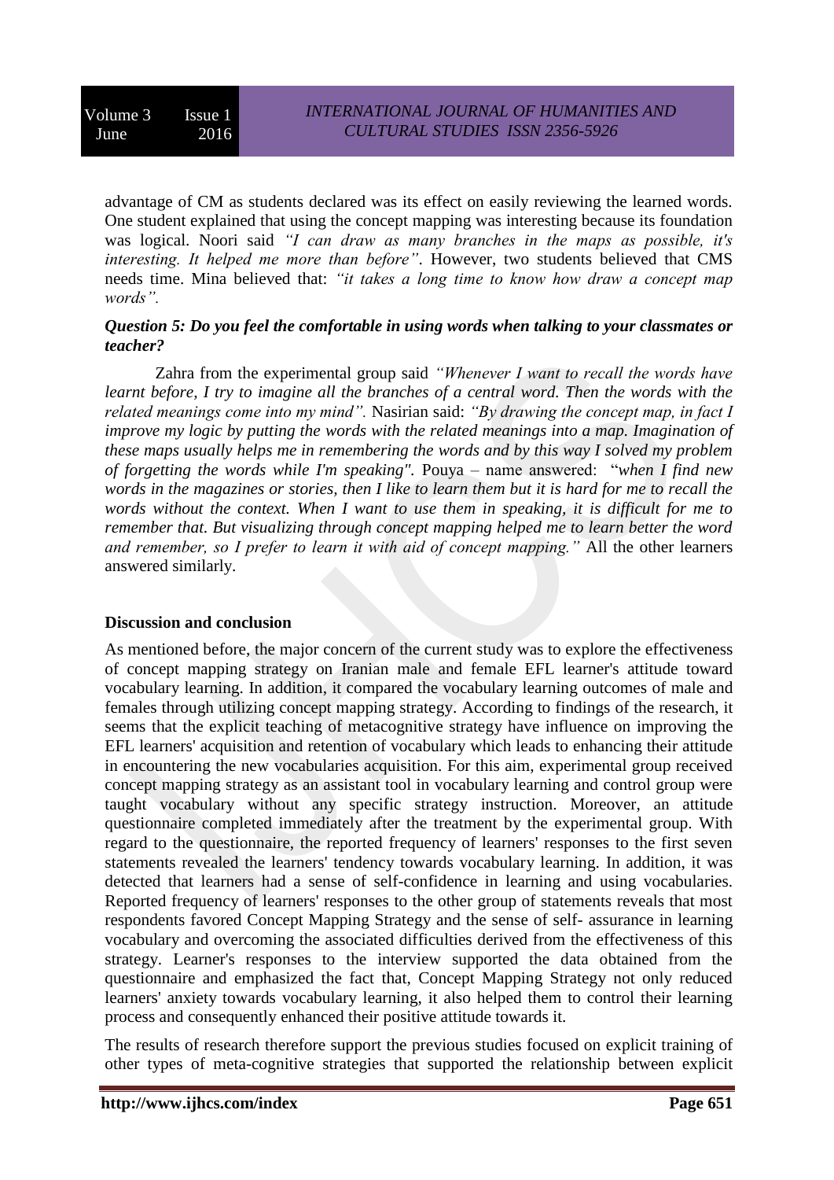advantage of CM as students declared was its effect on easily reviewing the learned words. One student explained that using the concept mapping was interesting because its foundation was logical. Noori said *"I can draw as many branches in the maps as possible, it's interesting. It helped me more than before"*. However, two students believed that CMS needs time. Mina believed that: *"it takes a long time to know how draw a concept map words".*

***Question 5: Do you feel the comfortable in using words when talking to your classmates or teacher?***

Zahra from the experimental group said *"Whenever I want to recall the words have learnt before, I try to imagine all the branches of a central word. Then the words with the related meanings come into my mind".* Nasirian said: *"By drawing the concept map, in fact I improve my logic by putting the words with the related meanings into a map. Imagination of these maps usually helps me in remembering the words and by this way I solved my problem of forgetting the words while I'm speaking".* Pouya – name answered: "*when I find new words in the magazines or stories, then I like to learn them but it is hard for me to recall the words without the context. When I want to use them in speaking, it is difficult for me to remember that. But visualizing through concept mapping helped me to learn better the word and remember, so I prefer to learn it with aid of concept mapping."* All the other learners answered similarly.

**Discussion and conclusion**

As mentioned before, the major concern of the current study was to explore the effectiveness of concept mapping strategy on Iranian male and female EFL learner's attitude toward vocabulary learning. In addition, it compared the vocabulary learning outcomes of male and females through utilizing concept mapping strategy. According to findings of the research, it seems that the explicit teaching of metacognitive strategy have influence on improving the EFL learners' acquisition and retention of vocabulary which leads to enhancing their attitude in encountering the new vocabularies acquisition. For this aim, experimental group received concept mapping strategy as an assistant tool in vocabulary learning and control group were taught vocabulary without any specific strategy instruction. Moreover, an attitude questionnaire completed immediately after the treatment by the experimental group. With regard to the questionnaire, the reported frequency of learners' responses to the first seven statements revealed the learners' tendency towards vocabulary learning. In addition, it was detected that learners had a sense of self-confidence in learning and using vocabularies. Reported frequency of learners' responses to the other group of statements reveals that most respondents favored Concept Mapping Strategy and the sense of self- assurance in learning vocabulary and overcoming the associated difficulties derived from the effectiveness of this strategy. Learner's responses to the interview supported the data obtained from the questionnaire and emphasized the fact that, Concept Mapping Strategy not only reduced learners' anxiety towards vocabulary learning, it also helped them to control their learning process and consequently enhanced their positive attitude towards it.

The results of research therefore support the previous studies focused on explicit training of other types of meta-cognitive strategies that supported the relationship between explicit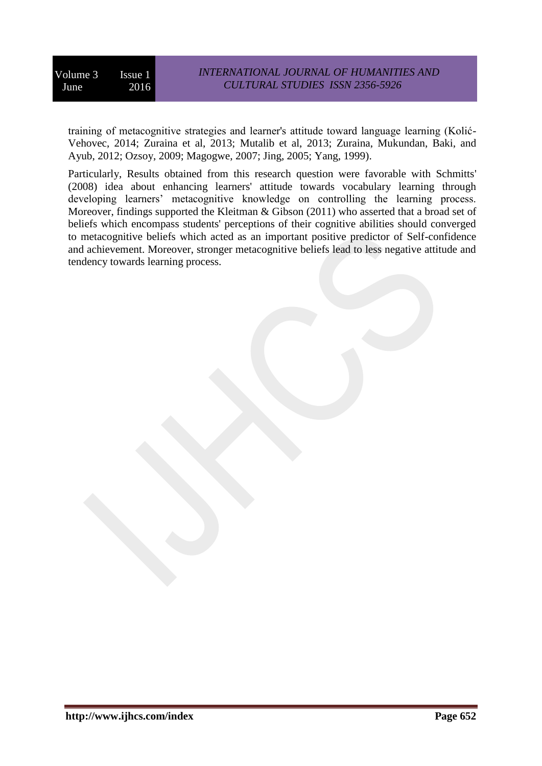training of metacognitive strategies and learner's attitude toward language learning (Kolić-Vehovec, 2014; Zuraina et al, 2013; Mutalib et al, 2013; Zuraina, Mukundan, Baki, and Ayub, 2012; Ozsoy, 2009; Magogwe, 2007; Jing, 2005; Yang, 1999).

Particularly, Results obtained from this research question were favorable with Schmitts' (2008) idea about enhancing learners' attitude towards vocabulary learning through developing learners' metacognitive knowledge on controlling the learning process. Moreover, findings supported the Kleitman & Gibson (2011) who asserted that a broad set of beliefs which encompass students' perceptions of their cognitive abilities should converged to metacognitive beliefs which acted as an important positive predictor of Self-confidence and achievement. Moreover, stronger metacognitive beliefs lead to less negative attitude and tendency towards learning process.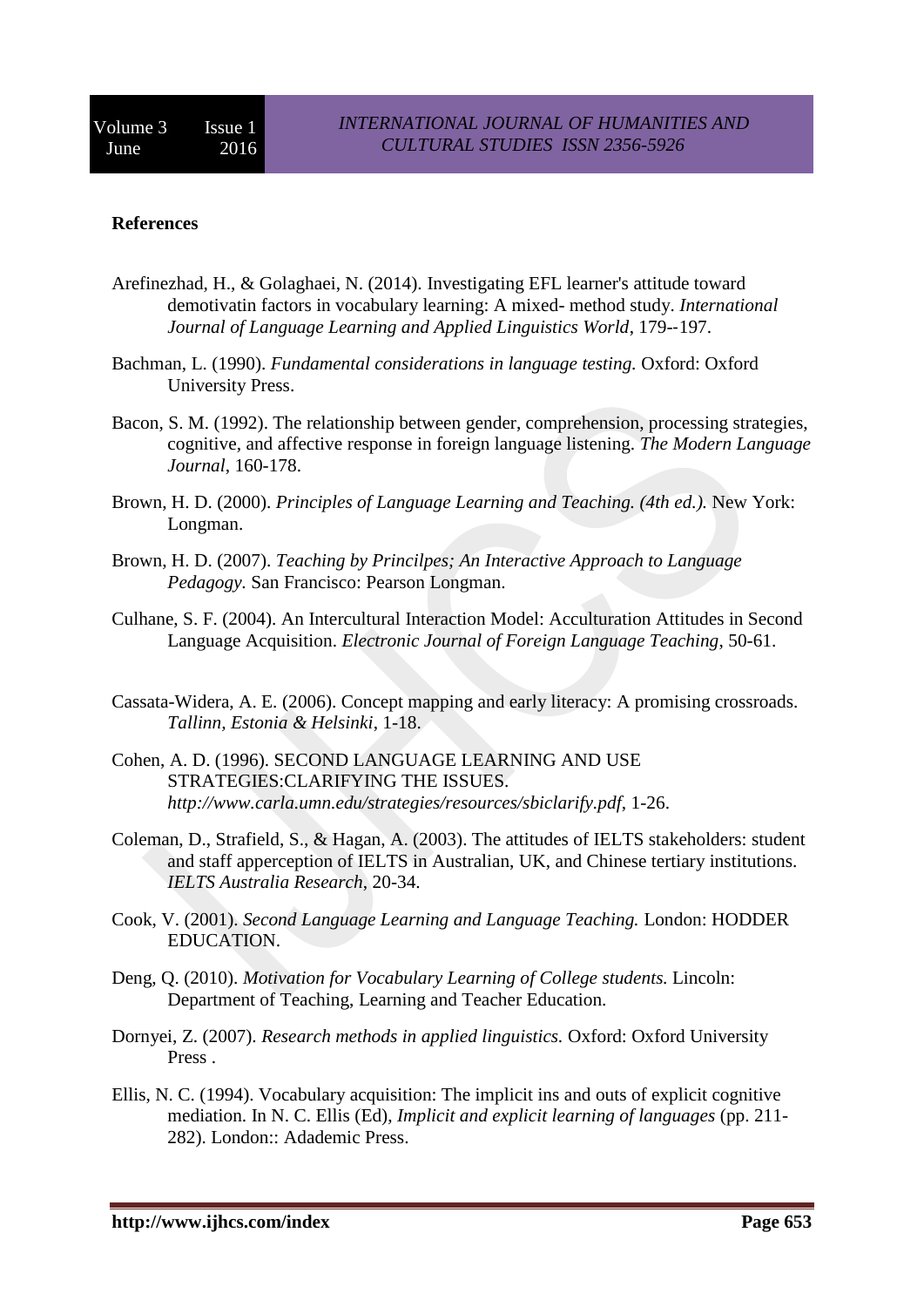**References**

Arefinezhad, H., & Golaghaei, N. (2014). Investigating EFL learner's attitude toward demotivatin factors in vocabulary learning: A mixed- method study. *International Journal of Language Learning and Applied Linguistics World*, 179--197.

Bachman, L. (1990). *Fundamental considerations in language testing.* Oxford: Oxford University Press.

Bacon, S. M. (1992). The relationship between gender, comprehension, processing strategies, cognitive, and affective response in foreign language listening. *The Modern Language Journal*, 160-178.

Brown, H. D. (2000). *Principles of Language Learning and Teaching. (4th ed.).* New York: Longman.

Brown, H. D. (2007). *Teaching by Princilpes; An Interactive Approach to Language Pedagogy.* San Francisco: Pearson Longman.

Culhane, S. F. (2004). An Intercultural Interaction Model: Acculturation Attitudes in Second Language Acquisition. *Electronic Journal of Foreign Language Teaching*, 50-61.

Cassata-Widera, A. E. (2006). Concept mapping and early literacy: A promising crossroads. *Tallinn, Estonia & Helsinki*, 1-18.

Cohen, A. D. (1996). SECOND LANGUAGE LEARNING AND USE STRATEGIES:CLARIFYING THE ISSUES. *http://www.carla.umn.edu/strategies/resources/sbiclarify.pdf*, 1-26.

Coleman, D., Strafield, S., & Hagan, A. (2003). The attitudes of IELTS stakeholders: student and staff apperception of IELTS in Australian, UK, and Chinese tertiary institutions. *IELTS Australia Research*, 20-34.

Cook, V. (2001). *Second Language Learning and Language Teaching.* London: HODDER EDUCATION.

Deng, Q. (2010). *Motivation for Vocabulary Learning of College students.* Lincoln: Department of Teaching, Learning and Teacher Education.

Dornyei, Z. (2007). *Research methods in applied linguistics.* Oxford: Oxford University Press .

Ellis, N. C. (1994). Vocabulary acquisition: The implicit ins and outs of explicit cognitive mediation. In N. C. Ellis (Ed), *Implicit and explicit learning of languages* (pp. 211-282). London:: Adademic Press.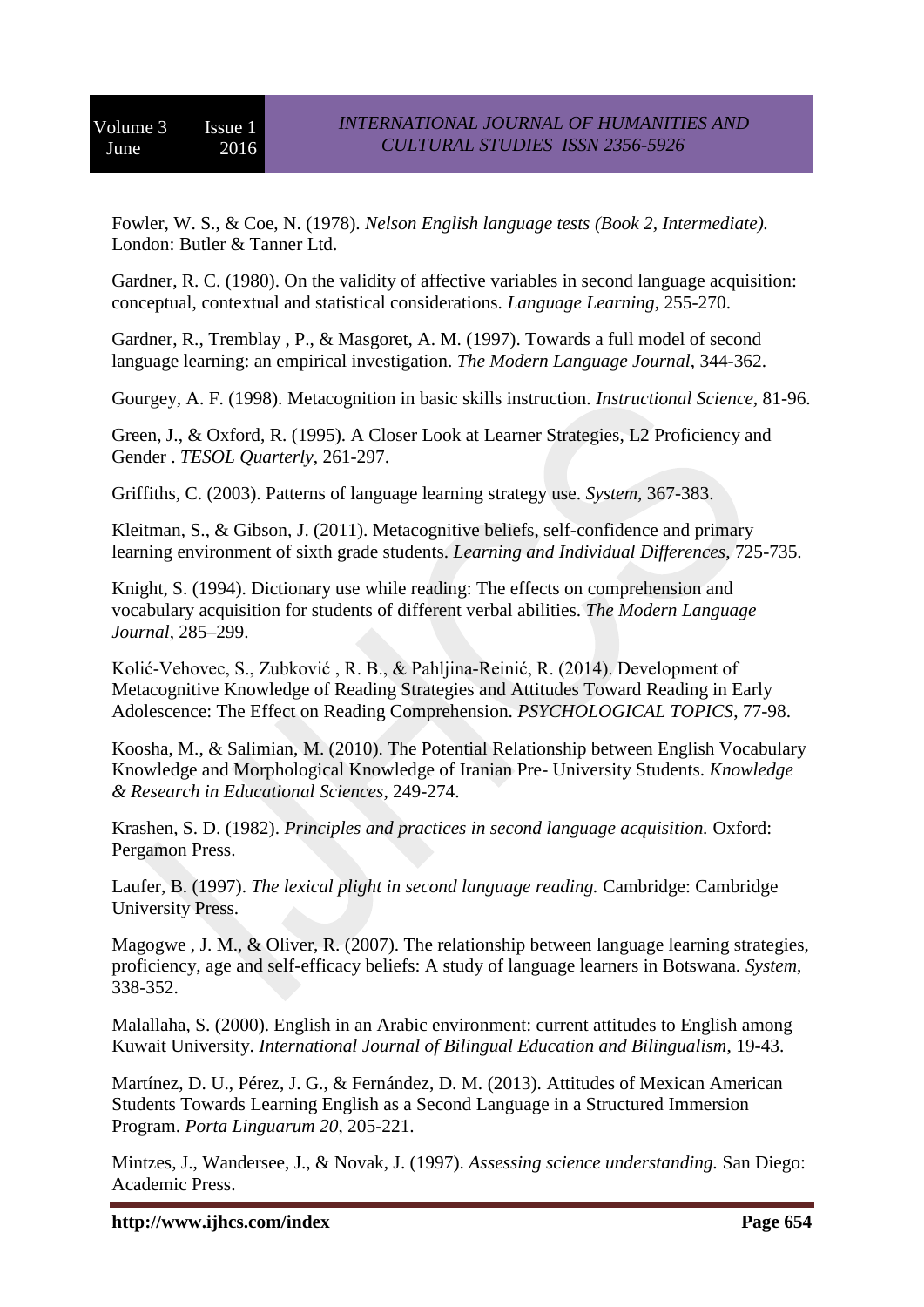Fowler, W. S., & Coe, N. (1978). *Nelson English language tests (Book 2, Intermediate).* London: Butler & Tanner Ltd.

Gardner, R. C. (1980). On the validity of affective variables in second language acquisition: conceptual, contextual and statistical considerations. *Language Learning*, 255-270.

Gardner, R., Tremblay , P., & Masgoret, A. M. (1997). Towards a full model of second language learning: an empirical investigation. *The Modern Language Journal*, 344-362.

Gourgey, A. F. (1998). Metacognition in basic skills instruction. *Instructional Science*, 81-96.

Green, J., & Oxford, R. (1995). A Closer Look at Learner Strategies, L2 Proficiency and Gender . *TESOL Quarterly*, 261-297.

Griffiths, C. (2003). Patterns of language learning strategy use. *System*, 367-383.

Kleitman, S., & Gibson, J. (2011). Metacognitive beliefs, self-confidence and primary learning environment of sixth grade students. *Learning and Individual Differences*, 725-735.

Knight, S. (1994). Dictionary use while reading: The effects on comprehension and vocabulary acquisition for students of different verbal abilities. *The Modern Language Journal*, 285–299.

Kolić-Vehovec, S., Zubković , R. B., & Pahljina-Reinić, R. (2014). Development of Metacognitive Knowledge of Reading Strategies and Attitudes Toward Reading in Early Adolescence: The Effect on Reading Comprehension. *PSYCHOLOGICAL TOPICS*, 77-98.

Koosha, M., & Salimian, M. (2010). The Potential Relationship between English Vocabulary Knowledge and Morphological Knowledge of Iranian Pre- University Students. *Knowledge & Research in Educational Sciences*, 249-274.

Krashen, S. D. (1982). *Principles and practices in second language acquisition.* Oxford: Pergamon Press.

Laufer, B. (1997). *The lexical plight in second language reading.* Cambridge: Cambridge University Press.

Magogwe , J. M., & Oliver, R. (2007). The relationship between language learning strategies, proficiency, age and self-efficacy beliefs: A study of language learners in Botswana. *System*, 338-352.

Malallaha, S. (2000). English in an Arabic environment: current attitudes to English among Kuwait University. *International Journal of Bilingual Education and Bilingualism*, 19-43.

Martínez, D. U., Pérez, J. G., & Fernández, D. M. (2013). Attitudes of Mexican American Students Towards Learning English as a Second Language in a Structured Immersion Program. *Porta Linguarum 20*, 205-221.

Mintzes, J., Wandersee, J., & Novak, J. (1997). *Assessing science understanding.* San Diego: Academic Press.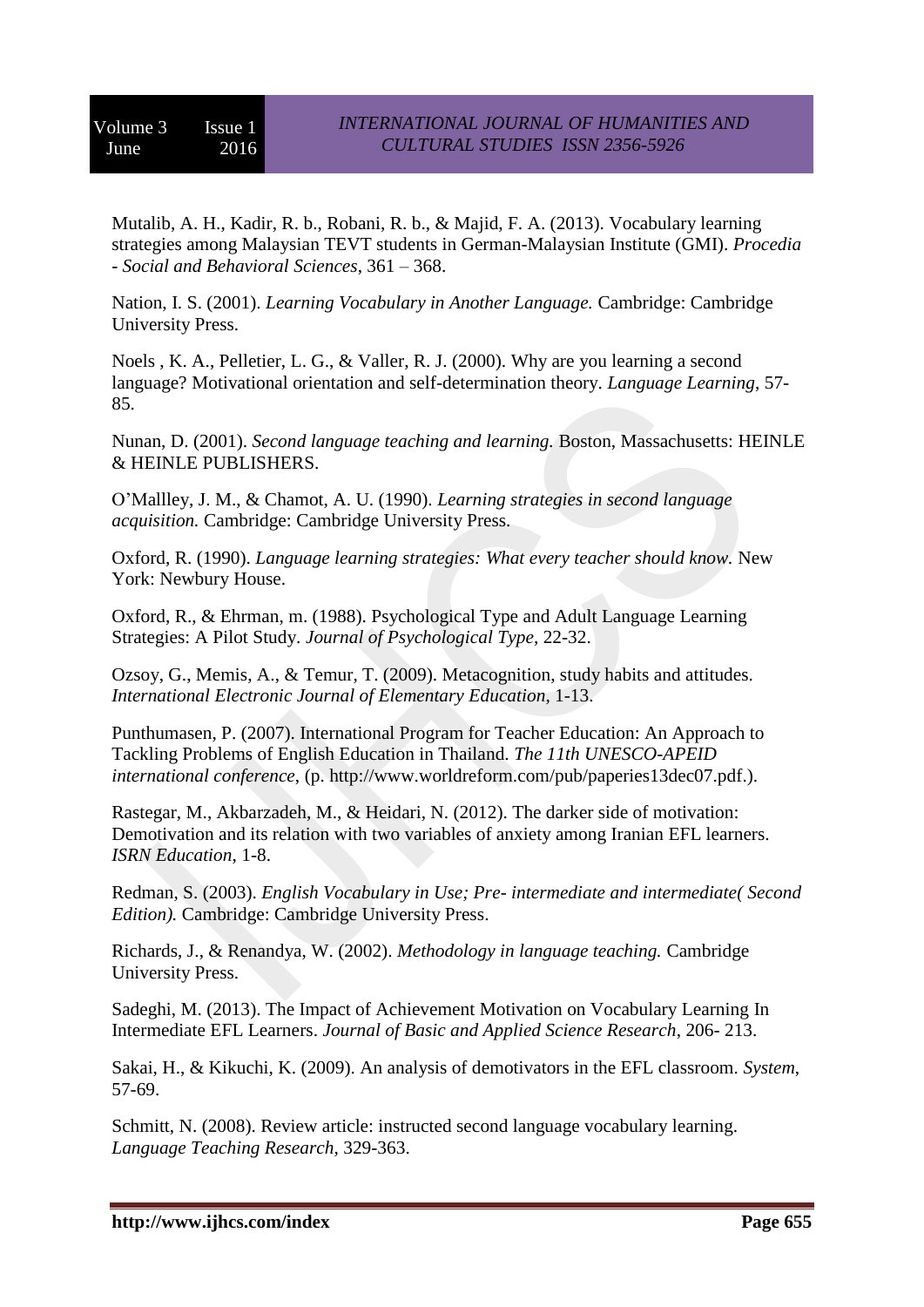Mutalib, A. H., Kadir, R. b., Robani, R. b., & Majid, F. A. (2013). Vocabulary learning strategies among Malaysian TEVT students in German-Malaysian Institute (GMI). *Procedia - Social and Behavioral Sciences*, 361 – 368.

Nation, I. S. (2001). *Learning Vocabulary in Another Language.* Cambridge: Cambridge University Press.

Noels , K. A., Pelletier, L. G., & Valler, R. J. (2000). Why are you learning a second language? Motivational orientation and self-determination theory. *Language Learning*, 57-85.

Nunan, D. (2001). *Second language teaching and learning.* Boston, Massachusetts: HEINLE & HEINLE PUBLISHERS.

O'Mallley, J. M., & Chamot, A. U. (1990). *Learning strategies in second language acquisition.* Cambridge: Cambridge University Press.

Oxford, R. (1990). *Language learning strategies: What every teacher should know.* New York: Newbury House.

Oxford, R., & Ehrman, m. (1988). Psychological Type and Adult Language Learning Strategies: A Pilot Study. *Journal of Psychological Type*, 22-32.

Ozsoy, G., Memis, A., & Temur, T. (2009). Metacognition, study habits and attitudes. *International Electronic Journal of Elementary Education*, 1-13.

Punthumasen, P. (2007). International Program for Teacher Education: An Approach to Tackling Problems of English Education in Thailand. *The 11th UNESCO-APEID international conference*, (p. http://www.worldreform.com/pub/paperies13dec07.pdf.).

Rastegar, M., Akbarzadeh, M., & Heidari, N. (2012). The darker side of motivation: Demotivation and its relation with two variables of anxiety among Iranian EFL learners. *ISRN Education*, 1-8.

Redman, S. (2003). *English Vocabulary in Use; Pre- intermediate and intermediate( Second Edition).* Cambridge: Cambridge University Press.

Richards, J., & Renandya, W. (2002). *Methodology in language teaching.* Cambridge University Press.

Sadeghi, M. (2013). The Impact of Achievement Motivation on Vocabulary Learning In Intermediate EFL Learners. *Journal of Basic and Applied Science Research*, 206- 213.

Sakai, H., & Kikuchi, K. (2009). An analysis of demotivators in the EFL classroom. *System*, 57-69.

Schmitt, N. (2008). Review article: instructed second language vocabulary learning. *Language Teaching Research*, 329-363.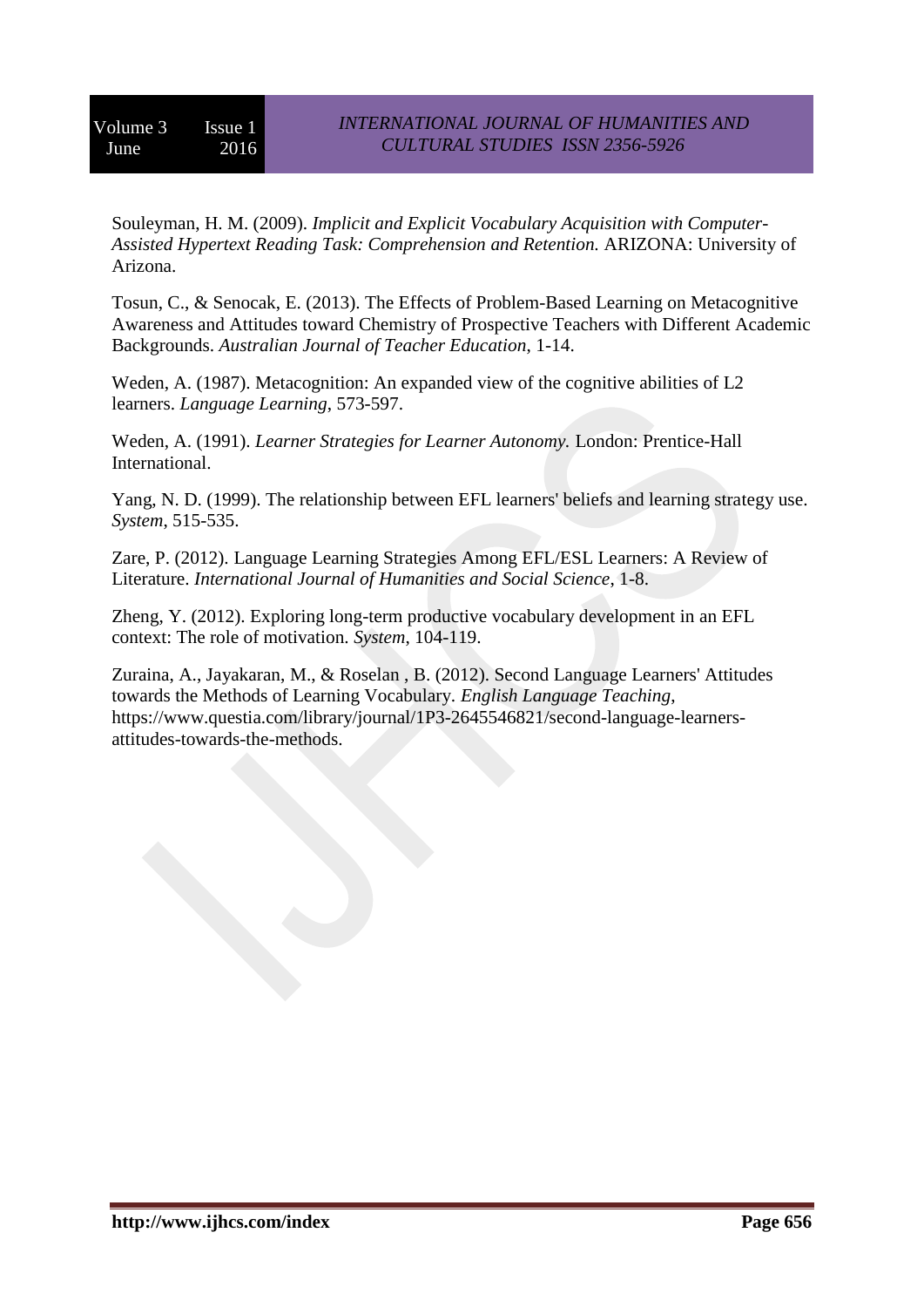Souleyman, H. M. (2009). *Implicit and Explicit Vocabulary Acquisition with Computer-Assisted Hypertext Reading Task: Comprehension and Retention.* ARIZONA: University of Arizona.

Tosun, C., & Senocak, E. (2013). The Effects of Problem-Based Learning on Metacognitive Awareness and Attitudes toward Chemistry of Prospective Teachers with Different Academic Backgrounds. *Australian Journal of Teacher Education*, 1-14.

Weden, A. (1987). Metacognition: An expanded view of the cognitive abilities of L2 learners. *Language Learning*, 573-597.

Weden, A. (1991). *Learner Strategies for Learner Autonomy.* London: Prentice-Hall International.

Yang, N. D. (1999). The relationship between EFL learners' beliefs and learning strategy use. *System*, 515-535.

Zare, P. (2012). Language Learning Strategies Among EFL/ESL Learners: A Review of Literature. *International Journal of Humanities and Social Science*, 1-8.

Zheng, Y. (2012). Exploring long-term productive vocabulary development in an EFL context: The role of motivation. *System*, 104-119.

Zuraina, A., Jayakaran, M., & Roselan , B. (2012). Second Language Learners' Attitudes towards the Methods of Learning Vocabulary. *English Language Teaching*, https://www.questia.com/library/journal/1P3-2645546821/second-language-learners-attitudes-towards-the-methods.